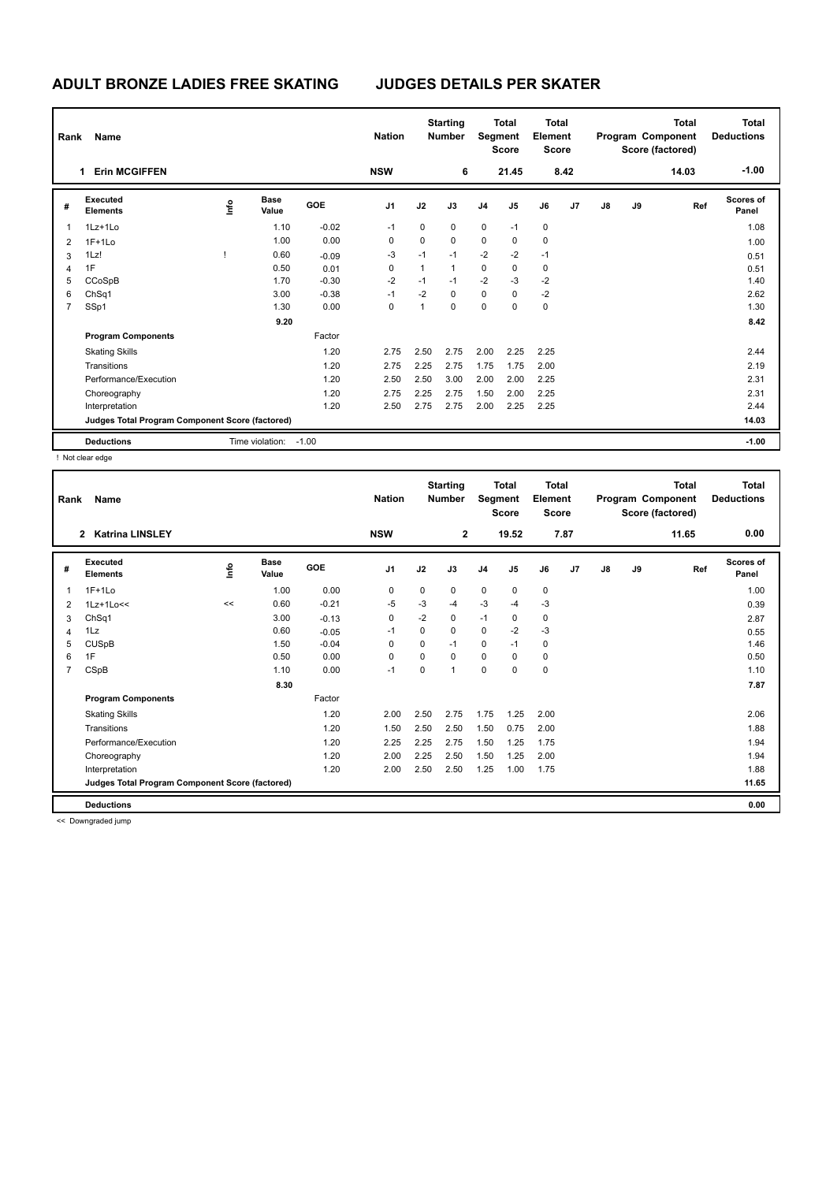# ADULT BRONZE LADIES FREE SKATING　JUDGES DETAILS PER SKATER

| Rank | Name | Nation | Starting Number | Total Segment Score | Total Element Score | Total Program Component Score (factored) | Total Deductions |
|---|---|---|---|---|---|---|---|
| 1 | Erin MCGIFFEN | NSW | 6 | 21.45 | 8.42 | 14.03 | -1.00 |

| # | Executed Elements | Info | Base Value | GOE | J1 | J2 | J3 | J4 | J5 | J6 | J7 | J8 | J9 | Ref | Scores of Panel |
|---|---|---|---|---|---|---|---|---|---|---|---|---|---|---|---|
| 1 | 1Lz+1Lo | | 1.10 | -0.02 | -1 | 0 | 0 | 0 | -1 | 0 | | | | | 1.08 |
| 2 | 1F+1Lo | | 1.00 | 0.00 | 0 | 0 | 0 | 0 | 0 | 0 | | | | | 1.00 |
| 3 | 1Lz! | ! | 0.60 | -0.09 | -3 | -1 | -1 | -2 | -2 | -1 | | | | | 0.51 |
| 4 | 1F | | 0.50 | 0.01 | 0 | 1 | 1 | 0 | 0 | 0 | | | | | 0.51 |
| 5 | CCoSpB | | 1.70 | -0.30 | -2 | -1 | -1 | -2 | -3 | -2 | | | | | 1.40 |
| 6 | ChSq1 | | 3.00 | -0.38 | -1 | -2 | 0 | 0 | 0 | -2 | | | | | 2.62 |
| 7 | SSp1 | | 1.30 | 0.00 | 0 | 1 | 0 | 0 | 0 | 0 | | | | | 1.30 |
| | | | 9.20 | | | | | | | | | | | | 8.42 |
| | **Program Components** | | | Factor | | | | | | | | | | | |
| | Skating Skills | | | 1.20 | 2.75 | 2.50 | 2.75 | 2.00 | 2.25 | 2.25 | | | | | 2.44 |
| | Transitions | | | 1.20 | 2.75 | 2.25 | 2.75 | 1.75 | 1.75 | 2.00 | | | | | 2.19 |
| | Performance/Execution | | | 1.20 | 2.50 | 2.50 | 3.00 | 2.00 | 2.00 | 2.25 | | | | | 2.31 |
| | Choreography | | | 1.20 | 2.75 | 2.25 | 2.75 | 1.50 | 2.00 | 2.25 | | | | | 2.31 |
| | Interpretation | | | 1.20 | 2.50 | 2.75 | 2.75 | 2.00 | 2.25 | 2.25 | | | | | 2.44 |
| | **Judges Total Program Component Score (factored)** | | | | | | | | | | | | | | 14.03 |
| | **Deductions** | | Time violation: | -1.00 | | | | | | | | | | | -1.00 |

! Not clear edge

| Rank | Name | Nation | Starting Number | Total Segment Score | Total Element Score | Total Program Component Score (factored) | Total Deductions |
|---|---|---|---|---|---|---|---|
| 2 | Katrina LINSLEY | NSW | 2 | 19.52 | 7.87 | 11.65 | 0.00 |

| # | Executed Elements | Info | Base Value | GOE | J1 | J2 | J3 | J4 | J5 | J6 | J7 | J8 | J9 | Ref | Scores of Panel |
|---|---|---|---|---|---|---|---|---|---|---|---|---|---|---|---|
| 1 | 1F+1Lo | | 1.00 | 0.00 | 0 | 0 | 0 | 0 | 0 | 0 | | | | | 1.00 |
| 2 | 1Lz+1Lo<< | << | 0.60 | -0.21 | -5 | -3 | -4 | -3 | -4 | -3 | | | | | 0.39 |
| 3 | ChSq1 | | 3.00 | -0.13 | 0 | -2 | 0 | -1 | 0 | 0 | | | | | 2.87 |
| 4 | 1Lz | | 0.60 | -0.05 | -1 | 0 | 0 | 0 | -2 | -3 | | | | | 0.55 |
| 5 | CUSpB | | 1.50 | -0.04 | 0 | 0 | -1 | 0 | -1 | 0 | | | | | 1.46 |
| 6 | 1F | | 0.50 | 0.00 | 0 | 0 | 0 | 0 | 0 | 0 | | | | | 0.50 |
| 7 | CSpB | | 1.10 | 0.00 | -1 | 0 | 1 | 0 | 0 | 0 | | | | | 1.10 |
| | | | 8.30 | | | | | | | | | | | | 7.87 |
| | **Program Components** | | | Factor | | | | | | | | | | | |
| | Skating Skills | | | 1.20 | 2.00 | 2.50 | 2.75 | 1.75 | 1.25 | 2.00 | | | | | 2.06 |
| | Transitions | | | 1.20 | 1.50 | 2.50 | 2.50 | 1.50 | 0.75 | 2.00 | | | | | 1.88 |
| | Performance/Execution | | | 1.20 | 2.25 | 2.25 | 2.75 | 1.50 | 1.25 | 1.75 | | | | | 1.94 |
| | Choreography | | | 1.20 | 2.00 | 2.25 | 2.50 | 1.50 | 1.25 | 2.00 | | | | | 1.94 |
| | Interpretation | | | 1.20 | 2.00 | 2.50 | 2.50 | 1.25 | 1.00 | 1.75 | | | | | 1.88 |
| | **Judges Total Program Component Score (factored)** | | | | | | | | | | | | | | 11.65 |
| | **Deductions** | | | | | | | | | | | | | | 0.00 |

<< Downgraded jump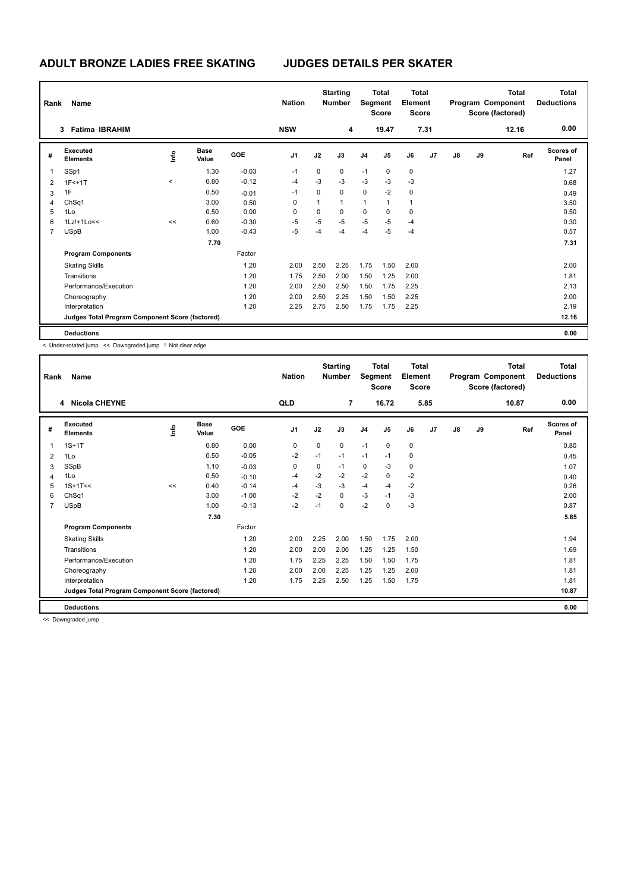# ADULT BRONZE LADIES FREE SKATING    JUDGES DETAILS PER SKATER

| Rank | Name | Nation | Starting Number | Total Segment Score | Total Element Score | Total Program Component Score (factored) | Total Deductions |
|---|---|---|---|---|---|---|---|
| 3 | Fatima IBRAHIM | NSW | 4 | 19.47 | 7.31 | 12.16 | 0.00 |

| # | Executed Elements | Info | Base Value | GOE | J1 | J2 | J3 | J4 | J5 | J6 | J7 | J8 | J9 | Ref | Scores of Panel |
|---|---|---|---|---|---|---|---|---|---|---|---|---|---|---|---|
| 1 | SSp1 | | 1.30 | -0.03 | -1 | 0 | 0 | -1 | 0 | 0 | | | | | 1.27 |
| 2 | 1F<+1T | < | 0.80 | -0.12 | -4 | -3 | -3 | -3 | -3 | -3 | | | | | 0.68 |
| 3 | 1F | | 0.50 | -0.01 | -1 | 0 | 0 | 0 | -2 | 0 | | | | | 0.49 |
| 4 | ChSq1 | | 3.00 | 0.50 | 0 | 1 | 1 | 1 | 1 | 1 | | | | | 3.50 |
| 5 | 1Lo | | 0.50 | 0.00 | 0 | 0 | 0 | 0 | 0 | 0 | | | | | 0.50 |
| 6 | 1Lz!+1Lo<< | << | 0.60 | -0.30 | -5 | -5 | -5 | -5 | -5 | -4 | | | | | 0.30 |
| 7 | USpB | | 1.00 | -0.43 | -5 | -4 | -4 | -4 | -5 | -4 | | | | | 0.57 |
| | | | 7.70 | | | | | | | | | | | | 7.31 |
| | **Program Components** | | | Factor | | | | | | | | | | | |
| | Skating Skills | | | 1.20 | 2.00 | 2.50 | 2.25 | 1.75 | 1.50 | 2.00 | | | | | 2.00 |
| | Transitions | | | 1.20 | 1.75 | 2.50 | 2.00 | 1.50 | 1.25 | 2.00 | | | | | 1.81 |
| | Performance/Execution | | | 1.20 | 2.00 | 2.50 | 2.50 | 1.50 | 1.75 | 2.25 | | | | | 2.13 |
| | Choreography | | | 1.20 | 2.00 | 2.50 | 2.25 | 1.50 | 1.50 | 2.25 | | | | | 2.00 |
| | Interpretation | | | 1.20 | 2.25 | 2.75 | 2.50 | 1.75 | 1.75 | 2.25 | | | | | 2.19 |
| | **Judges Total Program Component Score (factored)** | | | | | | | | | | | | | | 12.16 |
| | **Deductions** | | | | | | | | | | | | | | 0.00 |

< Under-rotated jump << Downgraded jump ! Not clear edge

| Rank | Name | Nation | Starting Number | Total Segment Score | Total Element Score | Total Program Component Score (factored) | Total Deductions |
|---|---|---|---|---|---|---|---|
| 4 | Nicola CHEYNE | QLD | 7 | 16.72 | 5.85 | 10.87 | 0.00 |

| # | Executed Elements | Info | Base Value | GOE | J1 | J2 | J3 | J4 | J5 | J6 | J7 | J8 | J9 | Ref | Scores of Panel |
|---|---|---|---|---|---|---|---|---|---|---|---|---|---|---|---|
| 1 | 1S+1T | | 0.80 | 0.00 | 0 | 0 | 0 | -1 | 0 | 0 | | | | | 0.80 |
| 2 | 1Lo | | 0.50 | -0.05 | -2 | -1 | -1 | -1 | -1 | 0 | | | | | 0.45 |
| 3 | SSpB | | 1.10 | -0.03 | 0 | 0 | -1 | 0 | -3 | 0 | | | | | 1.07 |
| 4 | 1Lo | | 0.50 | -0.10 | -4 | -2 | -2 | -2 | 0 | -2 | | | | | 0.40 |
| 5 | 1S+1T<< | << | 0.40 | -0.14 | -4 | -3 | -3 | -4 | -4 | -2 | | | | | 0.26 |
| 6 | ChSq1 | | 3.00 | -1.00 | -2 | -2 | 0 | -3 | -1 | -3 | | | | | 2.00 |
| 7 | USpB | | 1.00 | -0.13 | -2 | -1 | 0 | -2 | 0 | -3 | | | | | 0.87 |
| | | | 7.30 | | | | | | | | | | | | 5.85 |
| | **Program Components** | | | Factor | | | | | | | | | | | |
| | Skating Skills | | | 1.20 | 2.00 | 2.25 | 2.00 | 1.50 | 1.75 | 2.00 | | | | | 1.94 |
| | Transitions | | | 1.20 | 2.00 | 2.00 | 2.00 | 1.25 | 1.25 | 1.50 | | | | | 1.69 |
| | Performance/Execution | | | 1.20 | 1.75 | 2.25 | 2.25 | 1.50 | 1.50 | 1.75 | | | | | 1.81 |
| | Choreography | | | 1.20 | 2.00 | 2.00 | 2.25 | 1.25 | 1.25 | 2.00 | | | | | 1.81 |
| | Interpretation | | | 1.20 | 1.75 | 2.25 | 2.50 | 1.25 | 1.50 | 1.75 | | | | | 1.81 |
| | **Judges Total Program Component Score (factored)** | | | | | | | | | | | | | | 10.87 |
| | **Deductions** | | | | | | | | | | | | | | 0.00 |

<< Downgraded jump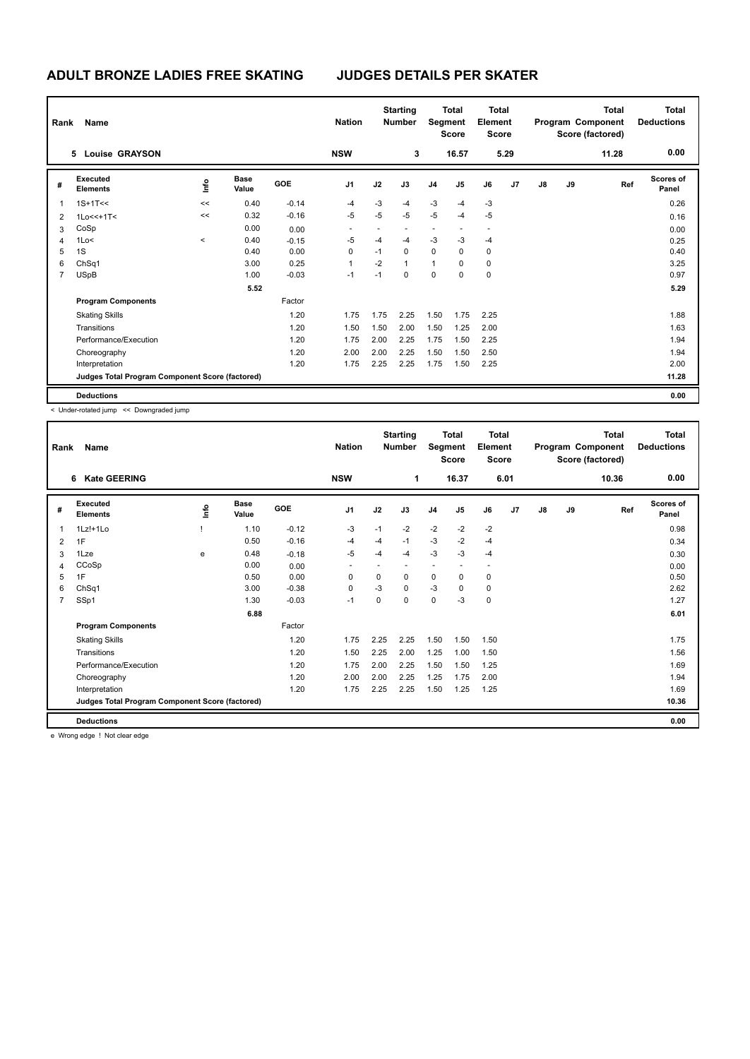# ADULT BRONZE LADIES FREE SKATING    JUDGES DETAILS PER SKATER

| Rank | Name | Nation | Starting Number | Total Segment Score | Total Element Score | Total Program Component Score (factored) | Total Deductions |
|---|---|---|---|---|---|---|---|
| 5 | Louise GRAYSON | NSW | 3 | 16.57 | 5.29 | 11.28 | 0.00 |

| # | Executed Elements | Info | Base Value | GOE | J1 | J2 | J3 | J4 | J5 | J6 | J7 | J8 | J9 | Ref | Scores of Panel |
|---|---|---|---|---|---|---|---|---|---|---|---|---|---|---|---|
| 1 | 1S+1T<< | << | 0.40 | -0.14 | -4 | -3 | -4 | -3 | -4 | -3 | | | | | 0.26 |
| 2 | 1Lo<<+1T< | << | 0.32 | -0.16 | -5 | -5 | -5 | -5 | -4 | -5 | | | | | 0.16 |
| 3 | CoSp | | 0.00 | 0.00 | - | - | - | - | - | - | | | | | 0.00 |
| 4 | 1Lo< | < | 0.40 | -0.15 | -5 | -4 | -4 | -3 | -3 | -4 | | | | | 0.25 |
| 5 | 1S | | 0.40 | 0.00 | 0 | -1 | 0 | 0 | 0 | 0 | | | | | 0.40 |
| 6 | ChSq1 | | 3.00 | 0.25 | 1 | -2 | 1 | 1 | 0 | 0 | | | | | 3.25 |
| 7 | USpB | | 1.00 | -0.03 | -1 | -1 | 0 | 0 | 0 | 0 | | | | | 0.97 |
| | | | 5.52 | | | | | | | | | | | | 5.29 |
| | **Program Components** | | | Factor | | | | | | | | | | | |
| | Skating Skills | | | 1.20 | 1.75 | 1.75 | 2.25 | 1.50 | 1.75 | 2.25 | | | | | 1.88 |
| | Transitions | | | 1.20 | 1.50 | 1.50 | 2.00 | 1.50 | 1.25 | 2.00 | | | | | 1.63 |
| | Performance/Execution | | | 1.20 | 1.75 | 2.00 | 2.25 | 1.75 | 1.50 | 2.25 | | | | | 1.94 |
| | Choreography | | | 1.20 | 2.00 | 2.00 | 2.25 | 1.50 | 1.50 | 2.50 | | | | | 1.94 |
| | Interpretation | | | 1.20 | 1.75 | 2.25 | 2.25 | 1.75 | 1.50 | 2.25 | | | | | 2.00 |
| | **Judges Total Program Component Score (factored)** | | | | | | | | | | | | | | 11.28 |
| | **Deductions** | | | | | | | | | | | | | | 0.00 |

< Under-rotated jump << Downgraded jump

| Rank | Name | Nation | Starting Number | Total Segment Score | Total Element Score | Total Program Component Score (factored) | Total Deductions |
|---|---|---|---|---|---|---|---|
| 6 | Kate GEERING | NSW | 1 | 16.37 | 6.01 | 10.36 | 0.00 |

| # | Executed Elements | Info | Base Value | GOE | J1 | J2 | J3 | J4 | J5 | J6 | J7 | J8 | J9 | Ref | Scores of Panel |
|---|---|---|---|---|---|---|---|---|---|---|---|---|---|---|---|
| 1 | 1Lz!+1Lo | ! | 1.10 | -0.12 | -3 | -1 | -2 | -2 | -2 | -2 | | | | | 0.98 |
| 2 | 1F | | 0.50 | -0.16 | -4 | -4 | -1 | -3 | -2 | -4 | | | | | 0.34 |
| 3 | 1Lze | e | 0.48 | -0.18 | -5 | -4 | -4 | -3 | -3 | -4 | | | | | 0.30 |
| 4 | CCoSp | | 0.00 | 0.00 | - | - | - | - | - | - | | | | | 0.00 |
| 5 | 1F | | 0.50 | 0.00 | 0 | 0 | 0 | 0 | 0 | 0 | | | | | 0.50 |
| 6 | ChSq1 | | 3.00 | -0.38 | 0 | -3 | 0 | -3 | 0 | 0 | | | | | 2.62 |
| 7 | SSp1 | | 1.30 | -0.03 | -1 | 0 | 0 | 0 | -3 | 0 | | | | | 1.27 |
| | | | 6.88 | | | | | | | | | | | | 6.01 |
| | **Program Components** | | | Factor | | | | | | | | | | | |
| | Skating Skills | | | 1.20 | 1.75 | 2.25 | 2.25 | 1.50 | 1.50 | 1.50 | | | | | 1.75 |
| | Transitions | | | 1.20 | 1.50 | 2.25 | 2.00 | 1.25 | 1.00 | 1.50 | | | | | 1.56 |
| | Performance/Execution | | | 1.20 | 1.75 | 2.00 | 2.25 | 1.50 | 1.50 | 1.25 | | | | | 1.69 |
| | Choreography | | | 1.20 | 2.00 | 2.00 | 2.25 | 1.25 | 1.75 | 2.00 | | | | | 1.94 |
| | Interpretation | | | 1.20 | 1.75 | 2.25 | 2.25 | 1.50 | 1.25 | 1.25 | | | | | 1.69 |
| | **Judges Total Program Component Score (factored)** | | | | | | | | | | | | | | 10.36 |
| | **Deductions** | | | | | | | | | | | | | | 0.00 |

e Wrong edge ! Not clear edge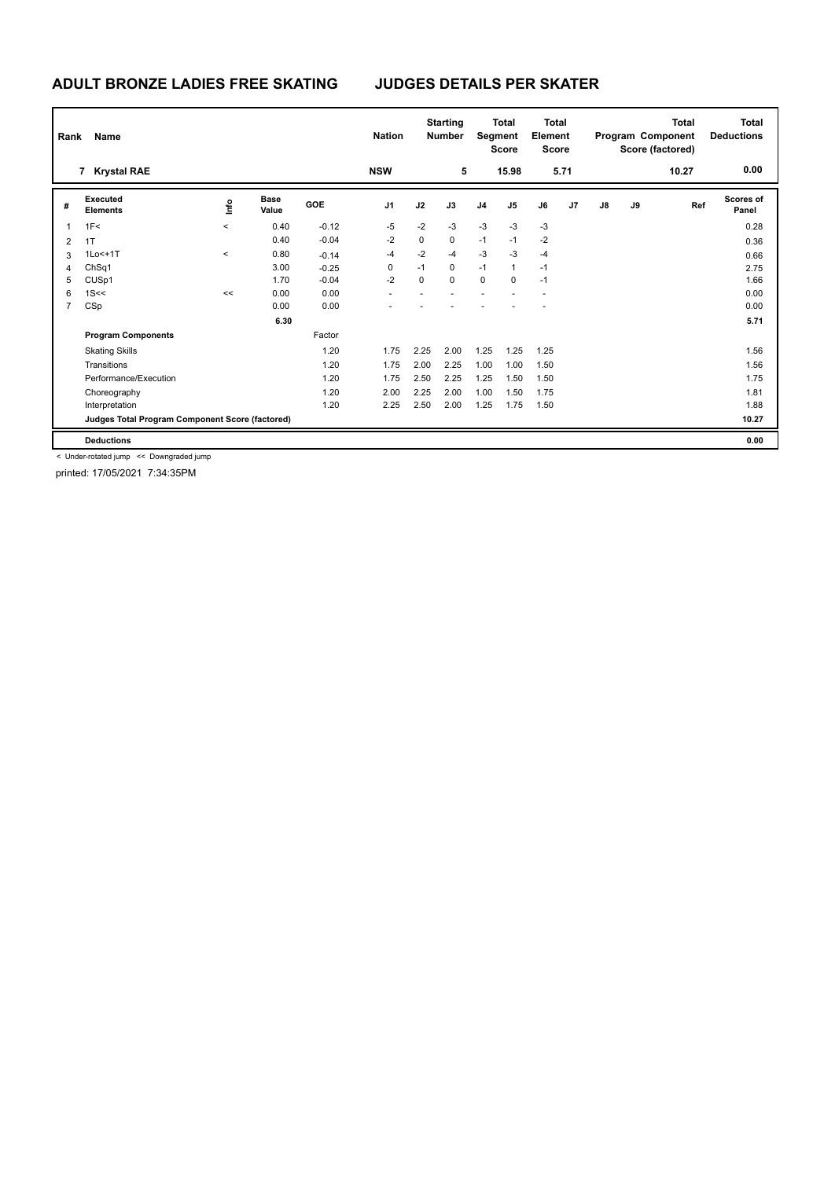# ADULT BRONZE LADIES FREE SKATING JUDGES DETAILS PER SKATER

| Rank | Name | Nation | Starting Number | Total Segment Score | Total Element Score | Total Program Component Score (factored) | Total Deductions |
|---|---|---|---|---|---|---|---|
| 7 | Krystal RAE | NSW | 5 | 15.98 | 5.71 | 10.27 | 0.00 |

| # | Executed Elements | Info | Base Value | GOE | J1 | J2 | J3 | J4 | J5 | J6 | J7 | J8 | J9 | Ref | Scores of Panel |
|---|---|---|---|---|---|---|---|---|---|---|---|---|---|---|---|
| 1 | 1F< | < | 0.40 | -0.12 | -5 | -2 | -3 | -3 | -3 | -3 | | | | | 0.28 |
| 2 | 1T | | 0.40 | -0.04 | -2 | 0 | 0 | -1 | -1 | -2 | | | | | 0.36 |
| 3 | 1Lo<+1T | < | 0.80 | -0.14 | -4 | -2 | -4 | -3 | -3 | -4 | | | | | 0.66 |
| 4 | ChSq1 | | 3.00 | -0.25 | 0 | -1 | 0 | -1 | 1 | -1 | | | | | 2.75 |
| 5 | CUSp1 | | 1.70 | -0.04 | -2 | 0 | 0 | 0 | 0 | -1 | | | | | 1.66 |
| 6 | 1S<< | << | 0.00 | 0.00 | - | - | - | - | - | - | | | | | 0.00 |
| 7 | CSp | | 0.00 | 0.00 | - | - | - | - | - | - | | | | | 0.00 |
| | | | 6.30 | | | | | | | | | | | | 5.71 |
| | **Program Components** | | | Factor | | | | | | | | | | | |
| | Skating Skills | | | 1.20 | 1.75 | 2.25 | 2.00 | 1.25 | 1.25 | 1.25 | | | | | 1.56 |
| | Transitions | | | 1.20 | 1.75 | 2.00 | 2.25 | 1.00 | 1.00 | 1.50 | | | | | 1.56 |
| | Performance/Execution | | | 1.20 | 1.75 | 2.50 | 2.25 | 1.25 | 1.50 | 1.50 | | | | | 1.75 |
| | Choreography | | | 1.20 | 2.00 | 2.25 | 2.00 | 1.00 | 1.50 | 1.75 | | | | | 1.81 |
| | Interpretation | | | 1.20 | 2.25 | 2.50 | 2.00 | 1.25 | 1.75 | 1.50 | | | | | 1.88 |
| | **Judges Total Program Component Score (factored)** | | | | | | | | | | | | | | 10.27 |
| | **Deductions** | | | | | | | | | | | | | | 0.00 |

< Under-rotated jump << Downgraded jump

printed: 17/05/2021 7:34:35PM